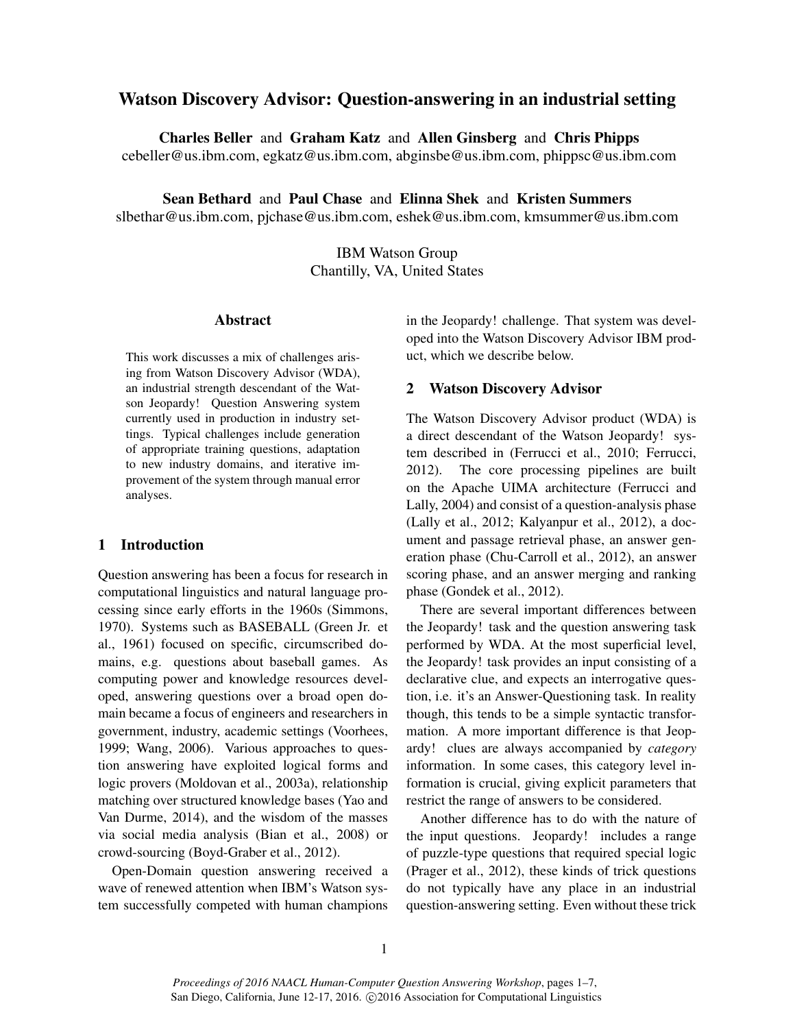# Watson Discovery Advisor: Question-answering in an industrial setting

**Charles Beller** and **Graham Katz** and **Allen Ginsberg** and **Chris Phipps**
cebeller@us.ibm.com, egkatz@us.ibm.com, abginsbe@us.ibm.com, phippsc@us.ibm.com

**Sean Bethard** and **Paul Chase** and **Elinna Shek** and **Kristen Summers**
slbethar@us.ibm.com, pjchase@us.ibm.com, eshek@us.ibm.com, kmsummer@us.ibm.com

IBM Watson Group
Chantilly, VA, United States

## Abstract

This work discusses a mix of challenges arising from Watson Discovery Advisor (WDA), an industrial strength descendant of the Watson Jeopardy! Question Answering system currently used in production in industry settings. Typical challenges include generation of appropriate training questions, adaptation to new industry domains, and iterative improvement of the system through manual error analyses.

## 1 Introduction

Question answering has been a focus for research in computational linguistics and natural language processing since early efforts in the 1960s (Simmons, 1970). Systems such as BASEBALL (Green Jr. et al., 1961) focused on specific, circumscribed domains, e.g. questions about baseball games. As computing power and knowledge resources developed, answering questions over a broad open domain became a focus of engineers and researchers in government, industry, academic settings (Voorhees, 1999; Wang, 2006). Various approaches to question answering have exploited logical forms and logic provers (Moldovan et al., 2003a), relationship matching over structured knowledge bases (Yao and Van Durme, 2014), and the wisdom of the masses via social media analysis (Bian et al., 2008) or crowd-sourcing (Boyd-Graber et al., 2012).

Open-Domain question answering received a wave of renewed attention when IBM's Watson system successfully competed with human champions in the Jeopardy! challenge. That system was developed into the Watson Discovery Advisor IBM product, which we describe below.

## 2 Watson Discovery Advisor

The Watson Discovery Advisor product (WDA) is a direct descendant of the Watson Jeopardy! system described in (Ferrucci et al., 2010; Ferrucci, 2012). The core processing pipelines are built on the Apache UIMA architecture (Ferrucci and Lally, 2004) and consist of a question-analysis phase (Lally et al., 2012; Kalyanpur et al., 2012), a document and passage retrieval phase, an answer generation phase (Chu-Carroll et al., 2012), an answer scoring phase, and an answer merging and ranking phase (Gondek et al., 2012).

There are several important differences between the Jeopardy! task and the question answering task performed by WDA. At the most superficial level, the Jeopardy! task provides an input consisting of a declarative clue, and expects an interrogative question, i.e. it's an Answer-Questioning task. In reality though, this tends to be a simple syntactic transformation. A more important difference is that Jeopardy! clues are always accompanied by *category* information. In some cases, this category level information is crucial, giving explicit parameters that restrict the range of answers to be considered.

Another difference has to do with the nature of the input questions. Jeopardy! includes a range of puzzle-type questions that required special logic (Prager et al., 2012), these kinds of trick questions do not typically have any place in an industrial question-answering setting. Even without these trick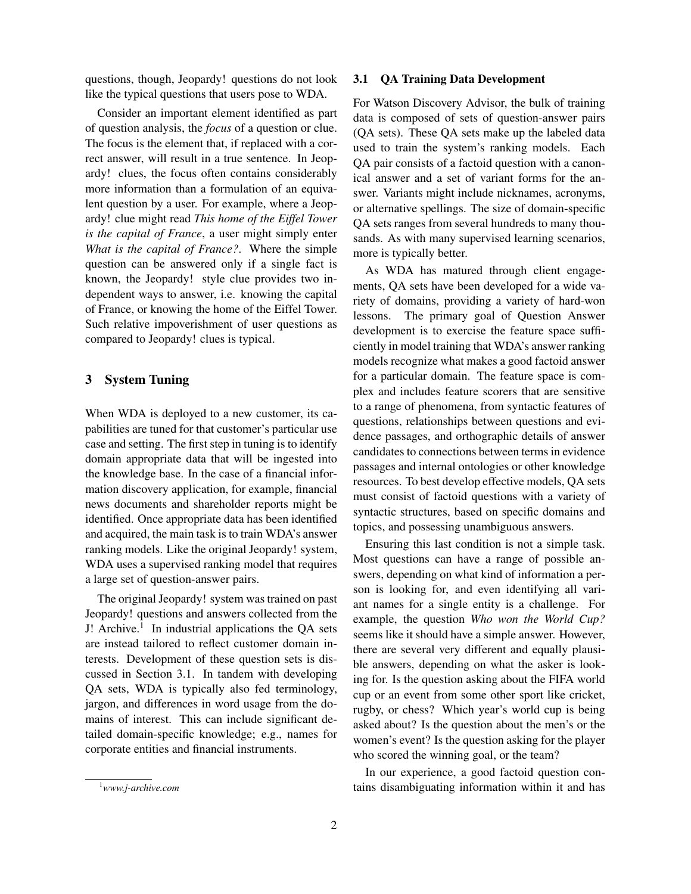questions, though, Jeopardy! questions do not look like the typical questions that users pose to WDA.

Consider an important element identified as part of question analysis, the *focus* of a question or clue. The focus is the element that, if replaced with a correct answer, will result in a true sentence. In Jeopardy! clues, the focus often contains considerably more information than a formulation of an equivalent question by a user. For example, where a Jeopardy! clue might read *This home of the Eiffel Tower is the capital of France*, a user might simply enter *What is the capital of France?*. Where the simple question can be answered only if a single fact is known, the Jeopardy! style clue provides two independent ways to answer, i.e. knowing the capital of France, or knowing the home of the Eiffel Tower. Such relative impoverishment of user questions as compared to Jeopardy! clues is typical.

## 3 System Tuning

When WDA is deployed to a new customer, its capabilities are tuned for that customer's particular use case and setting. The first step in tuning is to identify domain appropriate data that will be ingested into the knowledge base. In the case of a financial information discovery application, for example, financial news documents and shareholder reports might be identified. Once appropriate data has been identified and acquired, the main task is to train WDA's answer ranking models. Like the original Jeopardy! system, WDA uses a supervised ranking model that requires a large set of question-answer pairs.

The original Jeopardy! system was trained on past Jeopardy! questions and answers collected from the J! Archive.[1] In industrial applications the QA sets are instead tailored to reflect customer domain interests. Development of these question sets is discussed in Section 3.1. In tandem with developing QA sets, WDA is typically also fed terminology, jargon, and differences in word usage from the domains of interest. This can include significant detailed domain-specific knowledge; e.g., names for corporate entities and financial instruments.

[1] *www.j-archive.com*

### 3.1 QA Training Data Development

For Watson Discovery Advisor, the bulk of training data is composed of sets of question-answer pairs (QA sets). These QA sets make up the labeled data used to train the system's ranking models. Each QA pair consists of a factoid question with a canonical answer and a set of variant forms for the answer. Variants might include nicknames, acronyms, or alternative spellings. The size of domain-specific QA sets ranges from several hundreds to many thousands. As with many supervised learning scenarios, more is typically better.

As WDA has matured through client engagements, QA sets have been developed for a wide variety of domains, providing a variety of hard-won lessons. The primary goal of Question Answer development is to exercise the feature space sufficiently in model training that WDA's answer ranking models recognize what makes a good factoid answer for a particular domain. The feature space is complex and includes feature scorers that are sensitive to a range of phenomena, from syntactic features of questions, relationships between questions and evidence passages, and orthographic details of answer candidates to connections between terms in evidence passages and internal ontologies or other knowledge resources. To best develop effective models, QA sets must consist of factoid questions with a variety of syntactic structures, based on specific domains and topics, and possessing unambiguous answers.

Ensuring this last condition is not a simple task. Most questions can have a range of possible answers, depending on what kind of information a person is looking for, and even identifying all variant names for a single entity is a challenge. For example, the question *Who won the World Cup?* seems like it should have a simple answer. However, there are several very different and equally plausible answers, depending on what the asker is looking for. Is the question asking about the FIFA world cup or an event from some other sport like cricket, rugby, or chess? Which year's world cup is being asked about? Is the question about the men's or the women's event? Is the question asking for the player who scored the winning goal, or the team?

In our experience, a good factoid question contains disambiguating information within it and has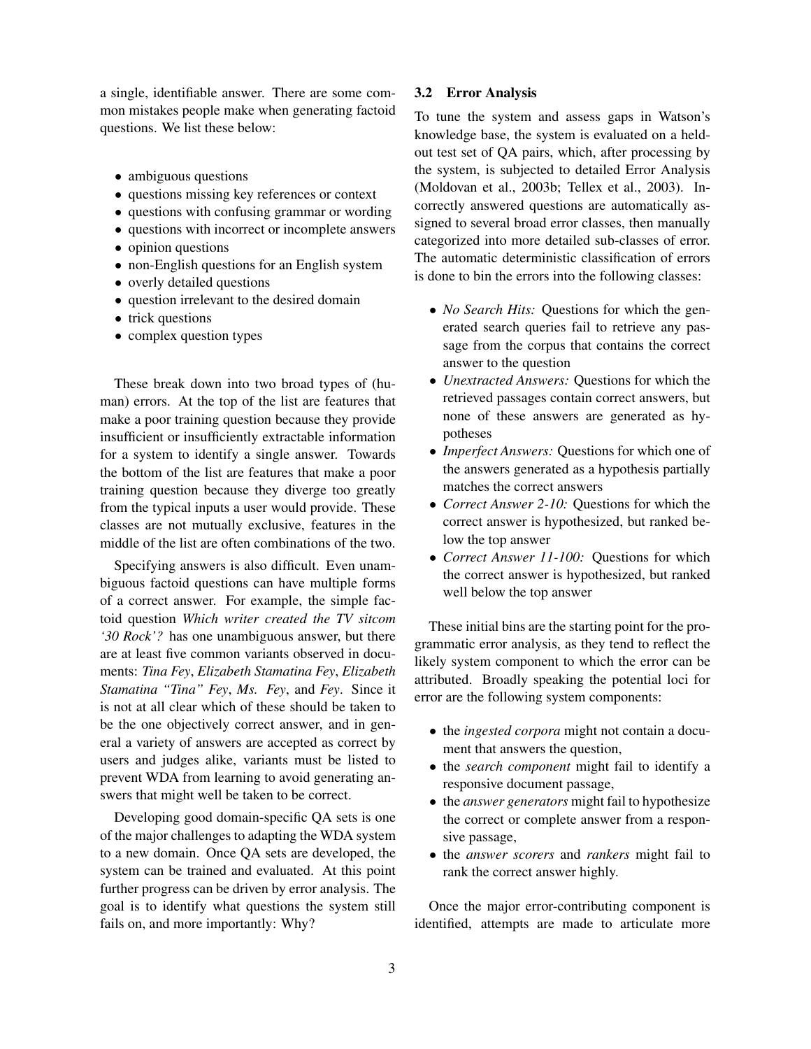a single, identifiable answer. There are some common mistakes people make when generating factoid questions. We list these below:

- ambiguous questions
- questions missing key references or context
- questions with confusing grammar or wording
- questions with incorrect or incomplete answers
- opinion questions
- non-English questions for an English system
- overly detailed questions
- question irrelevant to the desired domain
- trick questions
- complex question types

These break down into two broad types of (human) errors. At the top of the list are features that make a poor training question because they provide insufficient or insufficiently extractable information for a system to identify a single answer. Towards the bottom of the list are features that make a poor training question because they diverge too greatly from the typical inputs a user would provide. These classes are not mutually exclusive, features in the middle of the list are often combinations of the two.

Specifying answers is also difficult. Even unambiguous factoid questions can have multiple forms of a correct answer. For example, the simple factoid question *Which writer created the TV sitcom '30 Rock'?* has one unambiguous answer, but there are at least five common variants observed in documents: *Tina Fey*, *Elizabeth Stamatina Fey*, *Elizabeth Stamatina "Tina" Fey*, *Ms. Fey*, and *Fey*. Since it is not at all clear which of these should be taken to be the one objectively correct answer, and in general a variety of answers are accepted as correct by users and judges alike, variants must be listed to prevent WDA from learning to avoid generating answers that might well be taken to be correct.

Developing good domain-specific QA sets is one of the major challenges to adapting the WDA system to a new domain. Once QA sets are developed, the system can be trained and evaluated. At this point further progress can be driven by error analysis. The goal is to identify what questions the system still fails on, and more importantly: Why?

### 3.2 Error Analysis

To tune the system and assess gaps in Watson's knowledge base, the system is evaluated on a held-out test set of QA pairs, which, after processing by the system, is subjected to detailed Error Analysis (Moldovan et al., 2003b; Tellex et al., 2003). Incorrectly answered questions are automatically assigned to several broad error classes, then manually categorized into more detailed sub-classes of error. The automatic deterministic classification of errors is done to bin the errors into the following classes:

- *No Search Hits:* Questions for which the generated search queries fail to retrieve any passage from the corpus that contains the correct answer to the question
- *Unextracted Answers:* Questions for which the retrieved passages contain correct answers, but none of these answers are generated as hypotheses
- *Imperfect Answers:* Questions for which one of the answers generated as a hypothesis partially matches the correct answers
- *Correct Answer 2-10:* Questions for which the correct answer is hypothesized, but ranked below the top answer
- *Correct Answer 11-100:* Questions for which the correct answer is hypothesized, but ranked well below the top answer

These initial bins are the starting point for the programmatic error analysis, as they tend to reflect the likely system component to which the error can be attributed. Broadly speaking the potential loci for error are the following system components:

- the *ingested corpora* might not contain a document that answers the question,
- the *search component* might fail to identify a responsive document passage,
- the *answer generators* might fail to hypothesize the correct or complete answer from a responsive passage,
- the *answer scorers* and *rankers* might fail to rank the correct answer highly.

Once the major error-contributing component is identified, attempts are made to articulate more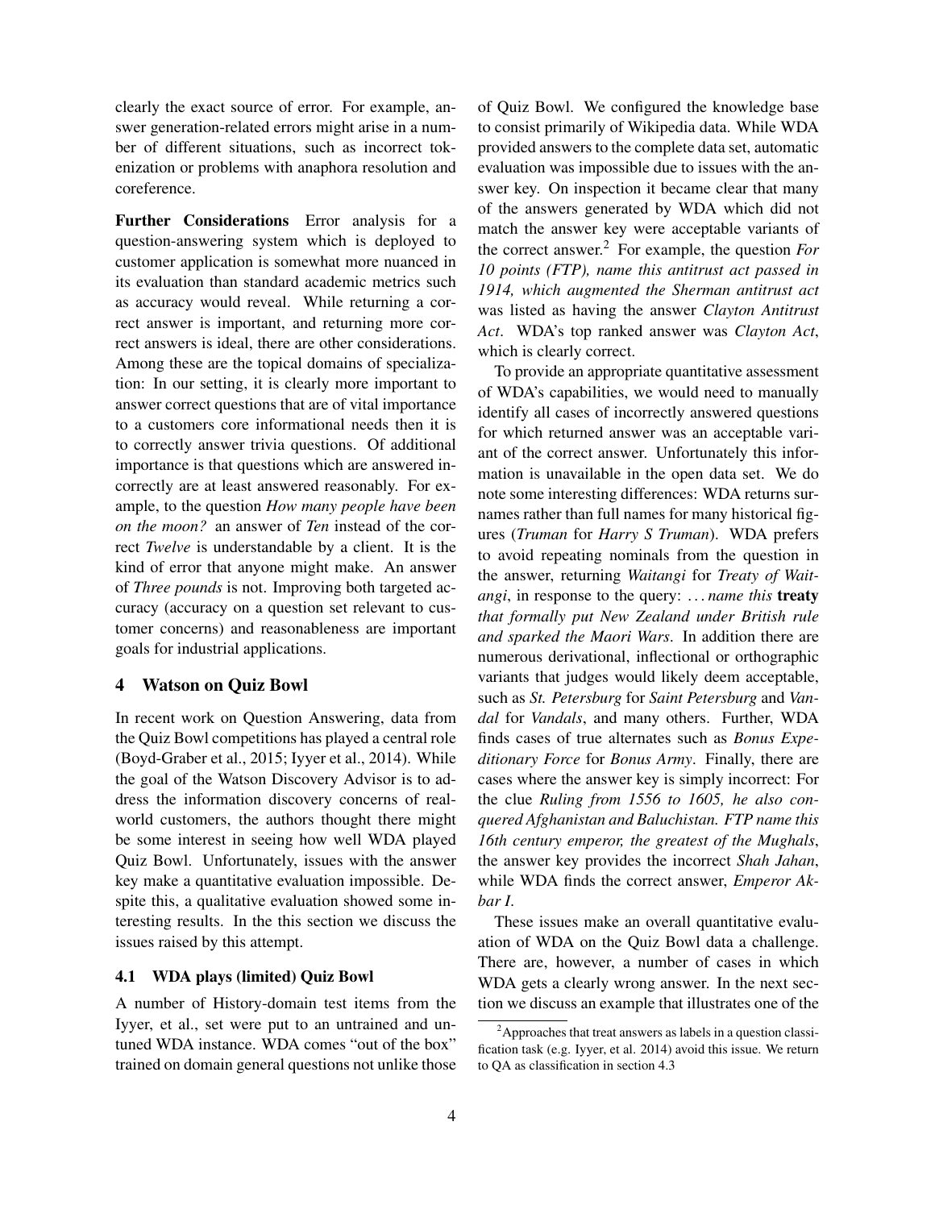clearly the exact source of error. For example, answer generation-related errors might arise in a number of different situations, such as incorrect tokenization or problems with anaphora resolution and coreference.

**Further Considerations** Error analysis for a question-answering system which is deployed to customer application is somewhat more nuanced in its evaluation than standard academic metrics such as accuracy would reveal. While returning a correct answer is important, and returning more correct answers is ideal, there are other considerations. Among these are the topical domains of specialization: In our setting, it is clearly more important to answer correct questions that are of vital importance to a customers core informational needs then it is to correctly answer trivia questions. Of additional importance is that questions which are answered incorrectly are at least answered reasonably. For example, to the question *How many people have been on the moon?* an answer of *Ten* instead of the correct *Twelve* is understandable by a client. It is the kind of error that anyone might make. An answer of *Three pounds* is not. Improving both targeted accuracy (accuracy on a question set relevant to customer concerns) and reasonableness are important goals for industrial applications.

## 4 Watson on Quiz Bowl

In recent work on Question Answering, data from the Quiz Bowl competitions has played a central role (Boyd-Graber et al., 2015; Iyyer et al., 2014). While the goal of the Watson Discovery Advisor is to address the information discovery concerns of real-world customers, the authors thought there might be some interest in seeing how well WDA played Quiz Bowl. Unfortunately, issues with the answer key make a quantitative evaluation impossible. Despite this, a qualitative evaluation showed some interesting results. In the this section we discuss the issues raised by this attempt.

### 4.1 WDA plays (limited) Quiz Bowl

A number of History-domain test items from the Iyyer, et al., set were put to an untrained and untuned WDA instance. WDA comes "out of the box" trained on domain general questions not unlike those of Quiz Bowl. We configured the knowledge base to consist primarily of Wikipedia data. While WDA provided answers to the complete data set, automatic evaluation was impossible due to issues with the answer key. On inspection it became clear that many of the answers generated by WDA which did not match the answer key were acceptable variants of the correct answer.[2] For example, the question *For 10 points (FTP), name this antitrust act passed in 1914, which augmented the Sherman antitrust act* was listed as having the answer *Clayton Antitrust Act*. WDA's top ranked answer was *Clayton Act*, which is clearly correct.

To provide an appropriate quantitative assessment of WDA's capabilities, we would need to manually identify all cases of incorrectly answered questions for which returned answer was an acceptable variant of the correct answer. Unfortunately this information is unavailable in the open data set. We do note some interesting differences: WDA returns surnames rather than full names for many historical figures (*Truman* for *Harry S Truman*). WDA prefers to avoid repeating nominals from the question in the answer, returning *Waitangi* for *Treaty of Waitangi*, in response to the query: *... name this* ***treaty*** *that formally put New Zealand under British rule and sparked the Maori Wars*. In addition there are numerous derivational, inflectional or orthographic variants that judges would likely deem acceptable, such as *St. Petersburg* for *Saint Petersburg* and *Vandal* for *Vandals*, and many others. Further, WDA finds cases of true alternates such as *Bonus Expeditionary Force* for *Bonus Army*. Finally, there are cases where the answer key is simply incorrect: For the clue *Ruling from 1556 to 1605, he also conquered Afghanistan and Baluchistan. FTP name this 16th century emperor, the greatest of the Mughals*, the answer key provides the incorrect *Shah Jahan*, while WDA finds the correct answer, *Emperor Akbar I*.

These issues make an overall quantitative evaluation of WDA on the Quiz Bowl data a challenge. There are, however, a number of cases in which WDA gets a clearly wrong answer. In the next section we discuss an example that illustrates one of the

[2] Approaches that treat answers as labels in a question classification task (e.g. Iyyer, et al. 2014) avoid this issue. We return to QA as classification in section 4.3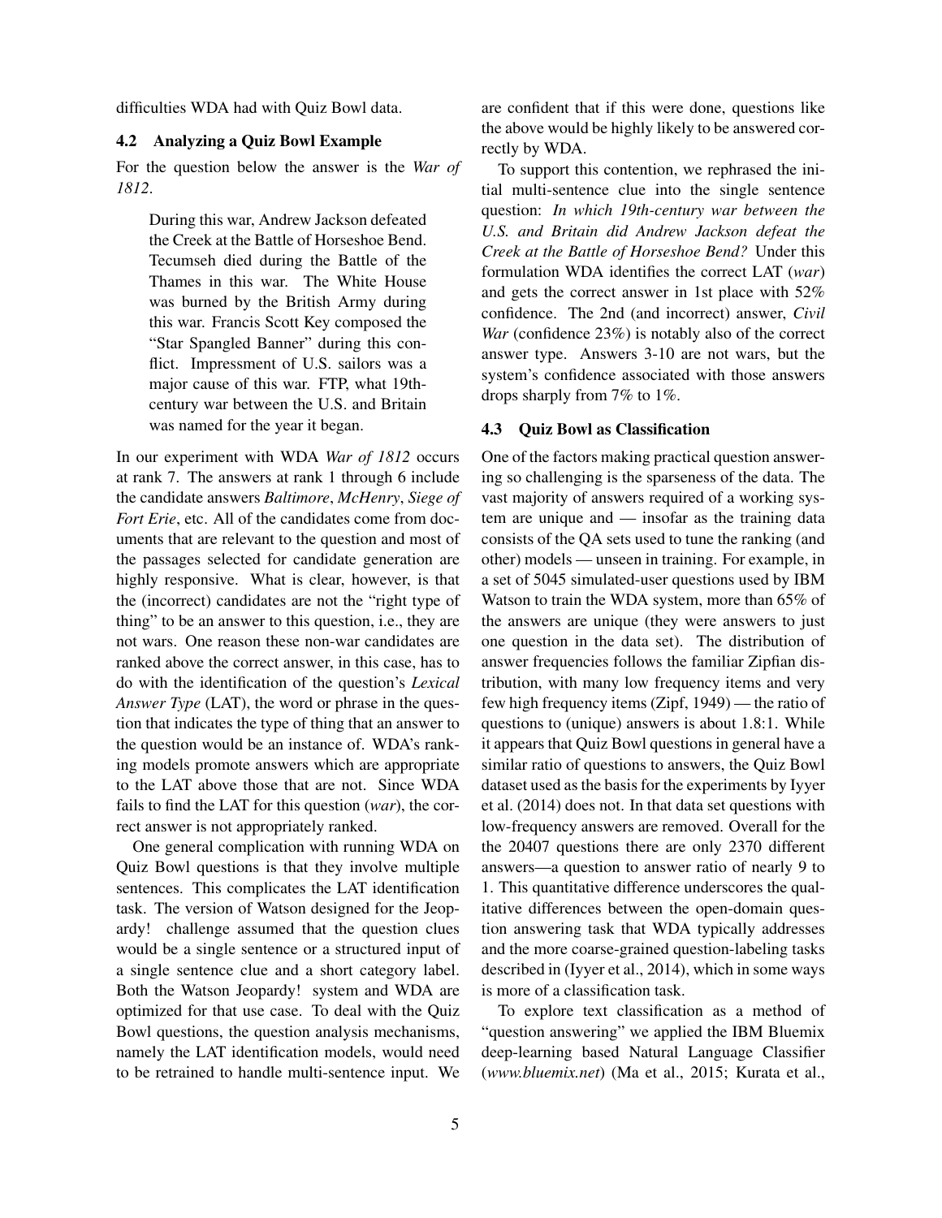difficulties WDA had with Quiz Bowl data.

### 4.2 Analyzing a Quiz Bowl Example

For the question below the answer is the *War of 1812*.

> During this war, Andrew Jackson defeated the Creek at the Battle of Horseshoe Bend. Tecumseh died during the Battle of the Thames in this war. The White House was burned by the British Army during this war. Francis Scott Key composed the "Star Spangled Banner" during this conflict. Impressment of U.S. sailors was a major cause of this war. FTP, what 19th-century war between the U.S. and Britain was named for the year it began.

In our experiment with WDA *War of 1812* occurs at rank 7. The answers at rank 1 through 6 include the candidate answers *Baltimore*, *McHenry*, *Siege of Fort Erie*, etc. All of the candidates come from documents that are relevant to the question and most of the passages selected for candidate generation are highly responsive. What is clear, however, is that the (incorrect) candidates are not the "right type of thing" to be an answer to this question, i.e., they are not wars. One reason these non-war candidates are ranked above the correct answer, in this case, has to do with the identification of the question's *Lexical Answer Type* (LAT), the word or phrase in the question that indicates the type of thing that an answer to the question would be an instance of. WDA's ranking models promote answers which are appropriate to the LAT above those that are not. Since WDA fails to find the LAT for this question (*war*), the correct answer is not appropriately ranked.

One general complication with running WDA on Quiz Bowl questions is that they involve multiple sentences. This complicates the LAT identification task. The version of Watson designed for the Jeopardy! challenge assumed that the question clues would be a single sentence or a structured input of a single sentence clue and a short category label. Both the Watson Jeopardy! system and WDA are optimized for that use case. To deal with the Quiz Bowl questions, the question analysis mechanisms, namely the LAT identification models, would need to be retrained to handle multi-sentence input. We are confident that if this were done, questions like the above would be highly likely to be answered correctly by WDA.

To support this contention, we rephrased the initial multi-sentence clue into the single sentence question: *In which 19th-century war between the U.S. and Britain did Andrew Jackson defeat the Creek at the Battle of Horseshoe Bend?* Under this formulation WDA identifies the correct LAT (*war*) and gets the correct answer in 1st place with 52% confidence. The 2nd (and incorrect) answer, *Civil War* (confidence 23%) is notably also of the correct answer type. Answers 3-10 are not wars, but the system's confidence associated with those answers drops sharply from 7% to 1%.

### 4.3 Quiz Bowl as Classification

One of the factors making practical question answering so challenging is the sparseness of the data. The vast majority of answers required of a working system are unique and — insofar as the training data consists of the QA sets used to tune the ranking (and other) models — unseen in training. For example, in a set of 5045 simulated-user questions used by IBM Watson to train the WDA system, more than 65% of the answers are unique (they were answers to just one question in the data set). The distribution of answer frequencies follows the familiar Zipfian distribution, with many low frequency items and very few high frequency items (Zipf, 1949) — the ratio of questions to (unique) answers is about 1.8:1. While it appears that Quiz Bowl questions in general have a similar ratio of questions to answers, the Quiz Bowl dataset used as the basis for the experiments by Iyyer et al. (2014) does not. In that data set questions with low-frequency answers are removed. Overall for the 20407 questions there are only 2370 different answers—a question to answer ratio of nearly 9 to 1. This quantitative difference underscores the qualitative differences between the open-domain question answering task that WDA typically addresses and the more coarse-grained question-labeling tasks described in (Iyyer et al., 2014), which in some ways is more of a classification task.

To explore text classification as a method of "question answering" we applied the IBM Bluemix deep-learning based Natural Language Classifier (*www.bluemix.net*) (Ma et al., 2015; Kurata et al.,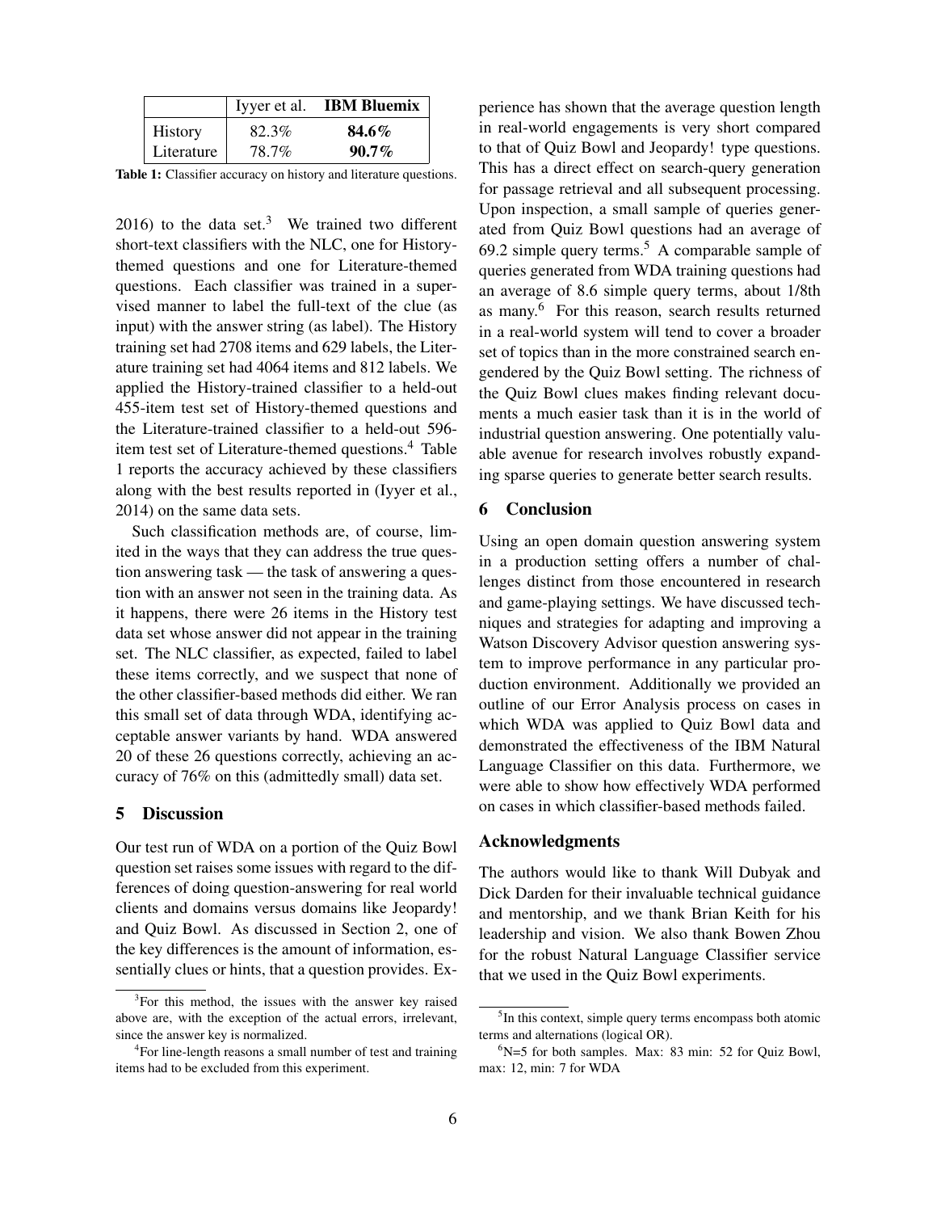|  | Iyyer et al. | **IBM Bluemix** |
| --- | --- | --- |
| History | 82.3% | **84.6%** |
| Literature | 78.7% | **90.7%** |

**Table 1:** Classifier accuracy on history and literature questions.

2016) to the data set.[3] We trained two different short-text classifiers with the NLC, one for History-themed questions and one for Literature-themed questions. Each classifier was trained in a supervised manner to label the full-text of the clue (as input) with the answer string (as label). The History training set had 2708 items and 629 labels, the Literature training set had 4064 items and 812 labels. We applied the History-trained classifier to a held-out 455-item test set of History-themed questions and the Literature-trained classifier to a held-out 596-item test set of Literature-themed questions.[4] Table 1 reports the accuracy achieved by these classifiers along with the best results reported in (Iyyer et al., 2014) on the same data sets.

Such classification methods are, of course, limited in the ways that they can address the true question answering task — the task of answering a question with an answer not seen in the training data. As it happens, there were 26 items in the History test data set whose answer did not appear in the training set. The NLC classifier, as expected, failed to label these items correctly, and we suspect that none of the other classifier-based methods did either. We ran this small set of data through WDA, identifying acceptable answer variants by hand. WDA answered 20 of these 26 questions correctly, achieving an accuracy of 76% on this (admittedly small) data set.

## 5 Discussion

Our test run of WDA on a portion of the Quiz Bowl question set raises some issues with regard to the differences of doing question-answering for real world clients and domains versus domains like Jeopardy! and Quiz Bowl. As discussed in Section 2, one of the key differences is the amount of information, essentially clues or hints, that a question provides. Experience has shown that the average question length in real-world engagements is very short compared to that of Quiz Bowl and Jeopardy! type questions. This has a direct effect on search-query generation for passage retrieval and all subsequent processing. Upon inspection, a small sample of queries generated from Quiz Bowl questions had an average of 69.2 simple query terms.[5] A comparable sample of queries generated from WDA training questions had an average of 8.6 simple query terms, about 1/8th as many.[6] For this reason, search results returned in a real-world system will tend to cover a broader set of topics than in the more constrained search engendered by the Quiz Bowl setting. The richness of the Quiz Bowl clues makes finding relevant documents a much easier task than it is in the world of industrial question answering. One potentially valuable avenue for research involves robustly expanding sparse queries to generate better search results.

## 6 Conclusion

Using an open domain question answering system in a production setting offers a number of challenges distinct from those encountered in research and game-playing settings. We have discussed techniques and strategies for adapting and improving a Watson Discovery Advisor question answering system to improve performance in any particular production environment. Additionally we provided an outline of our Error Analysis process on cases in which WDA was applied to Quiz Bowl data and demonstrated the effectiveness of the IBM Natural Language Classifier on this data. Furthermore, we were able to show how effectively WDA performed on cases in which classifier-based methods failed.

## Acknowledgments

The authors would like to thank Will Dubyak and Dick Darden for their invaluable technical guidance and mentorship, and we thank Brian Keith for his leadership and vision. We also thank Bowen Zhou for the robust Natural Language Classifier service that we used in the Quiz Bowl experiments.

[3] For this method, the issues with the answer key raised above are, with the exception of the actual errors, irrelevant, since the answer key is normalized.

[4] For line-length reasons a small number of test and training items had to be excluded from this experiment.

[5] In this context, simple query terms encompass both atomic terms and alternations (logical OR).

[6] N=5 for both samples. Max: 83 min: 52 for Quiz Bowl, max: 12, min: 7 for WDA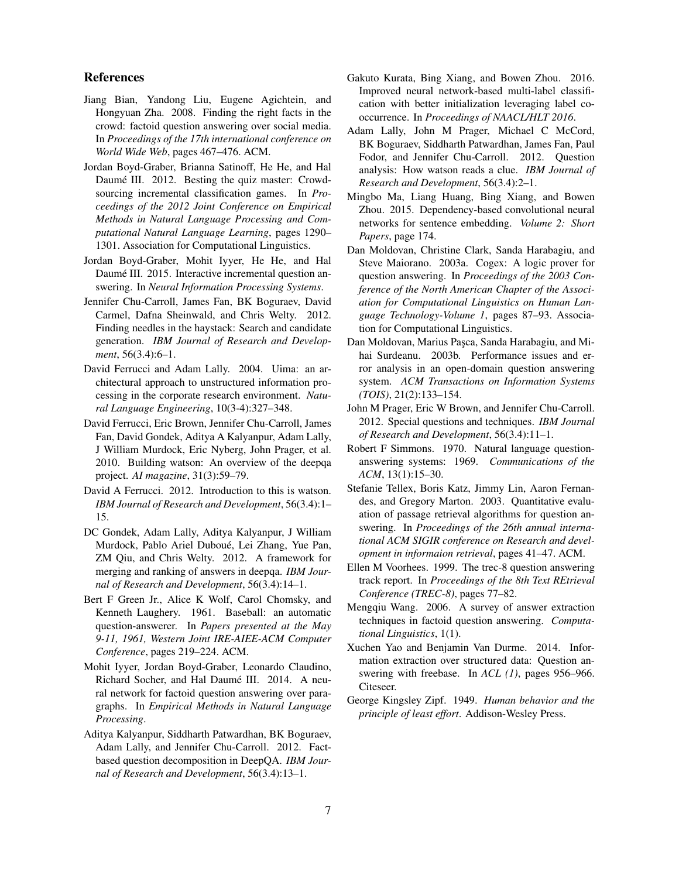## References

Jiang Bian, Yandong Liu, Eugene Agichtein, and Hongyuan Zha. 2008. Finding the right facts in the crowd: factoid question answering over social media. In *Proceedings of the 17th international conference on World Wide Web*, pages 467–476. ACM.

Jordan Boyd-Graber, Brianna Satinoff, He He, and Hal Daumé III. 2012. Besting the quiz master: Crowdsourcing incremental classification games. In *Proceedings of the 2012 Joint Conference on Empirical Methods in Natural Language Processing and Computational Natural Language Learning*, pages 1290–1301. Association for Computational Linguistics.

Jordan Boyd-Graber, Mohit Iyyer, He He, and Hal Daumé III. 2015. Interactive incremental question answering. In *Neural Information Processing Systems*.

Jennifer Chu-Carroll, James Fan, BK Boguraev, David Carmel, Dafna Sheinwald, and Chris Welty. 2012. Finding needles in the haystack: Search and candidate generation. *IBM Journal of Research and Development*, 56(3.4):6–1.

David Ferrucci and Adam Lally. 2004. Uima: an architectural approach to unstructured information processing in the corporate research environment. *Natural Language Engineering*, 10(3-4):327–348.

David Ferrucci, Eric Brown, Jennifer Chu-Carroll, James Fan, David Gondek, Aditya A Kalyanpur, Adam Lally, J William Murdock, Eric Nyberg, John Prager, et al. 2010. Building watson: An overview of the deepqa project. *AI magazine*, 31(3):59–79.

David A Ferrucci. 2012. Introduction to this is watson. *IBM Journal of Research and Development*, 56(3.4):1–15.

DC Gondek, Adam Lally, Aditya Kalyanpur, J William Murdock, Pablo Ariel Duboué, Lei Zhang, Yue Pan, ZM Qiu, and Chris Welty. 2012. A framework for merging and ranking of answers in deepqa. *IBM Journal of Research and Development*, 56(3.4):14–1.

Bert F Green Jr., Alice K Wolf, Carol Chomsky, and Kenneth Laughery. 1961. Baseball: an automatic question-answerer. In *Papers presented at the May 9-11, 1961, Western Joint IRE-AIEE-ACM Computer Conference*, pages 219–224. ACM.

Mohit Iyyer, Jordan Boyd-Graber, Leonardo Claudino, Richard Socher, and Hal Daumé III. 2014. A neural network for factoid question answering over paragraphs. In *Empirical Methods in Natural Language Processing*.

Aditya Kalyanpur, Siddharth Patwardhan, BK Boguraev, Adam Lally, and Jennifer Chu-Carroll. 2012. Fact-based question decomposition in DeepQA. *IBM Journal of Research and Development*, 56(3.4):13–1.

Gakuto Kurata, Bing Xiang, and Bowen Zhou. 2016. Improved neural network-based multi-label classification with better initialization leveraging label co-occurrence. In *Proceedings of NAACL/HLT 2016*.

Adam Lally, John M Prager, Michael C McCord, BK Boguraev, Siddharth Patwardhan, James Fan, Paul Fodor, and Jennifer Chu-Carroll. 2012. Question analysis: How watson reads a clue. *IBM Journal of Research and Development*, 56(3.4):2–1.

Mingbo Ma, Liang Huang, Bing Xiang, and Bowen Zhou. 2015. Dependency-based convolutional neural networks for sentence embedding. *Volume 2: Short Papers*, page 174.

Dan Moldovan, Christine Clark, Sanda Harabagiu, and Steve Maiorano. 2003a. Cogex: A logic prover for question answering. In *Proceedings of the 2003 Conference of the North American Chapter of the Association for Computational Linguistics on Human Language Technology-Volume 1*, pages 87–93. Association for Computational Linguistics.

Dan Moldovan, Marius Paşca, Sanda Harabagiu, and Mihai Surdeanu. 2003b. Performance issues and error analysis in an open-domain question answering system. *ACM Transactions on Information Systems (TOIS)*, 21(2):133–154.

John M Prager, Eric W Brown, and Jennifer Chu-Carroll. 2012. Special questions and techniques. *IBM Journal of Research and Development*, 56(3.4):11–1.

Robert F Simmons. 1970. Natural language question-answering systems: 1969. *Communications of the ACM*, 13(1):15–30.

Stefanie Tellex, Boris Katz, Jimmy Lin, Aaron Fernandes, and Gregory Marton. 2003. Quantitative evaluation of passage retrieval algorithms for question answering. In *Proceedings of the 26th annual international ACM SIGIR conference on Research and development in informaion retrieval*, pages 41–47. ACM.

Ellen M Voorhees. 1999. The trec-8 question answering track report. In *Proceedings of the 8th Text REtrieval Conference (TREC-8)*, pages 77–82.

Mengqiu Wang. 2006. A survey of answer extraction techniques in factoid question answering. *Computational Linguistics*, 1(1).

Xuchen Yao and Benjamin Van Durme. 2014. Information extraction over structured data: Question answering with freebase. In *ACL (1)*, pages 956–966. Citeseer.

George Kingsley Zipf. 1949. *Human behavior and the principle of least effort*. Addison-Wesley Press.